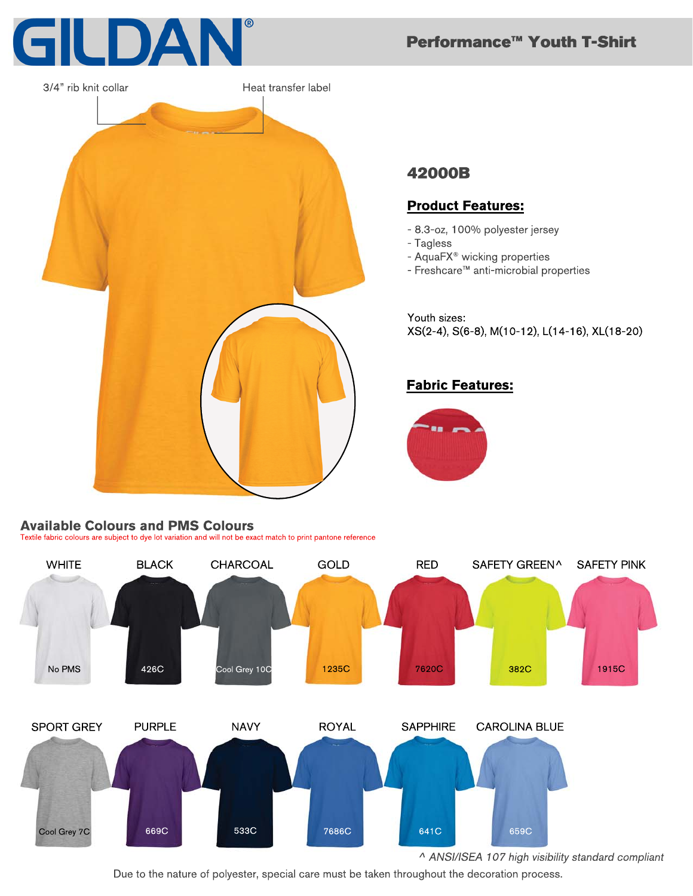# GILDAN®

## Performance™ Youth T-Shirt

3/4" rib knit collar

Heat transfer label

## 42000B

### Product Features:

- 8.3-oz, 100% polyester jersey
- Tagless
- AquaFX® wicking properties
- Freshcare™ anti-microbial properties

Youth sizes:
XS(2-4), S(6-8), M(10-12), L(14-16), XL(18-20)

### Fabric Features:

## Available Colours and PMS Colours

Textile fabric colours are subject to dye lot variation and will not be exact match to print pantone reference

| Colour | PMS |
|---|---|
| WHITE | No PMS |
| BLACK | 426C |
| CHARCOAL | Cool Grey 10C |
| GOLD | 1235C |
| RED | 7620C |
| SAFETY GREEN^ | 382C |
| SAFETY PINK | 1915C |
| SPORT GREY | Cool Grey 7C |
| PURPLE | 669C |
| NAVY | 533C |
| ROYAL | 7686C |
| SAPPHIRE | 641C |
| CAROLINA BLUE | 659C |

*^ ANSI/ISEA 107 high visibility standard compliant*

Due to the nature of polyester, special care must be taken throughout the decoration process.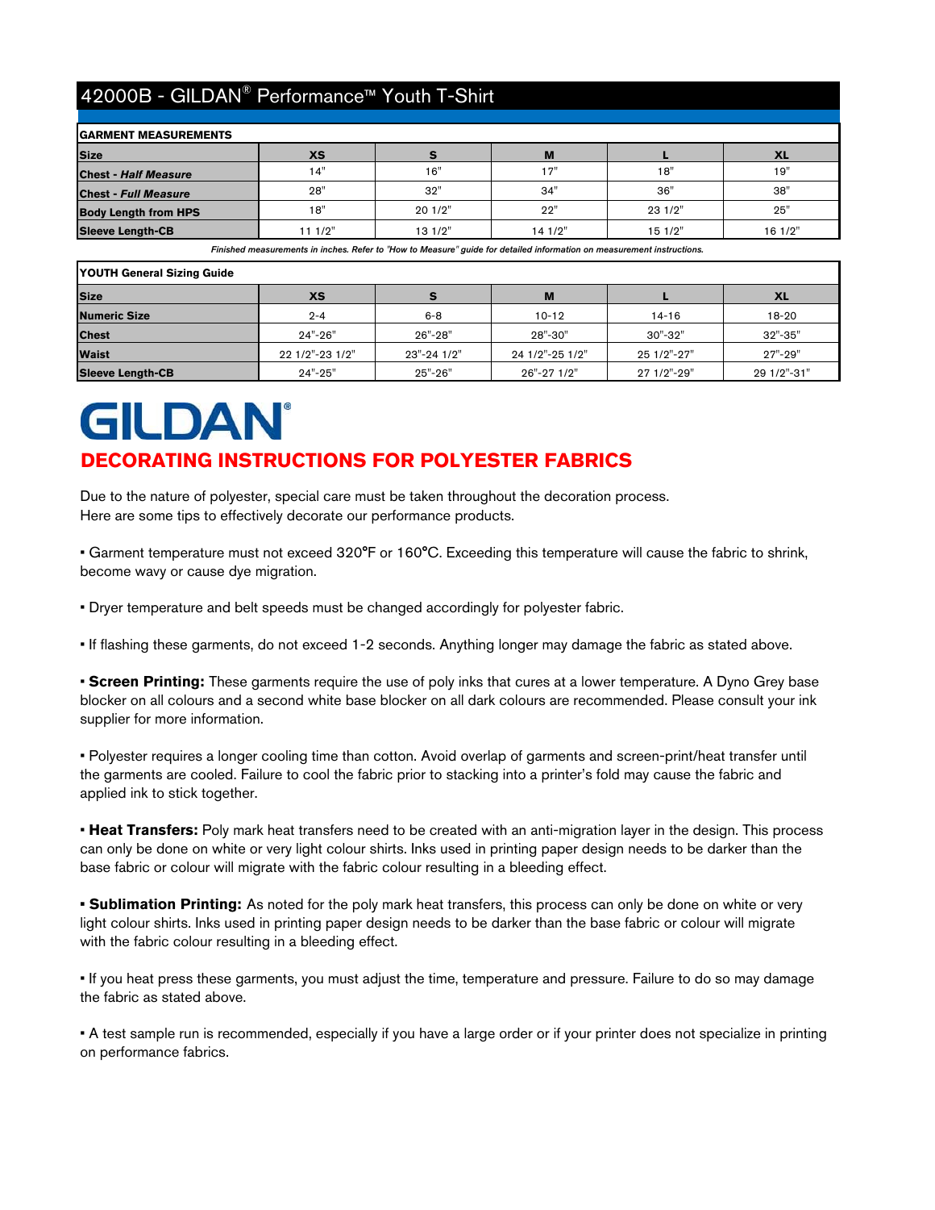# 42000B - GILDAN® Performance™ Youth T-Shirt

| GARMENT MEASUREMENTS | | | | | |
|---|---|---|---|---|---|
| **Size** | **XS** | **S** | **M** | **L** | **XL** |
| **Chest - *Half Measure*** | 14" | 16" | 17" | 18" | 19" |
| **Chest - *Full Measure*** | 28" | 32" | 34" | 36" | 38" |
| **Body Length from HPS** | 18" | 20 1/2" | 22" | 23 1/2" | 25" |
| **Sleeve Length-CB** | 11 1/2" | 13 1/2" | 14 1/2" | 15 1/2" | 16 1/2" |

***Finished measurements in inches. Refer to "How to Measure" guide for detailed information on measurement instructions.***

| YOUTH General Sizing Guide | | | | | |
|---|---|---|---|---|---|
| **Size** | **XS** | **S** | **M** | **L** | **XL** |
| **Numeric Size** | 2-4 | 6-8 | 10-12 | 14-16 | 18-20 |
| **Chest** | 24"-26" | 26"-28" | 28"-30" | 30"-32" | 32"-35" |
| **Waist** | 22 1/2"-23 1/2" | 23"-24 1/2" | 24 1/2"-25 1/2" | 25 1/2"-27" | 27"-29" |
| **Sleeve Length-CB** | 24"-25" | 25"-26" | 26"-27 1/2" | 27 1/2"-29" | 29 1/2"-31" |

# GILDAN®

## DECORATING INSTRUCTIONS FOR POLYESTER FABRICS

Due to the nature of polyester, special care must be taken throughout the decoration process.
Here are some tips to effectively decorate our performance products.

▪ Garment temperature must not exceed 320°F or 160°C. Exceeding this temperature will cause the fabric to shrink, become wavy or cause dye migration.

▪ Dryer temperature and belt speeds must be changed accordingly for polyester fabric.

▪ If flashing these garments, do not exceed 1-2 seconds. Anything longer may damage the fabric as stated above.

▪ **Screen Printing:** These garments require the use of poly inks that cures at a lower temperature. A Dyno Grey base blocker on all colours and a second white base blocker on all dark colours are recommended. Please consult your ink supplier for more information.

▪ Polyester requires a longer cooling time than cotton. Avoid overlap of garments and screen-print/heat transfer until the garments are cooled. Failure to cool the fabric prior to stacking into a printer's fold may cause the fabric and applied ink to stick together.

▪ **Heat Transfers:** Poly mark heat transfers need to be created with an anti-migration layer in the design. This process can only be done on white or very light colour shirts. Inks used in printing paper design needs to be darker than the base fabric or colour will migrate with the fabric colour resulting in a bleeding effect.

▪ **Sublimation Printing:** As noted for the poly mark heat transfers, this process can only be done on white or very light colour shirts. Inks used in printing paper design needs to be darker than the base fabric or colour will migrate with the fabric colour resulting in a bleeding effect.

▪ If you heat press these garments, you must adjust the time, temperature and pressure. Failure to do so may damage the fabric as stated above.

▪ A test sample run is recommended, especially if you have a large order or if your printer does not specialize in printing on performance fabrics.